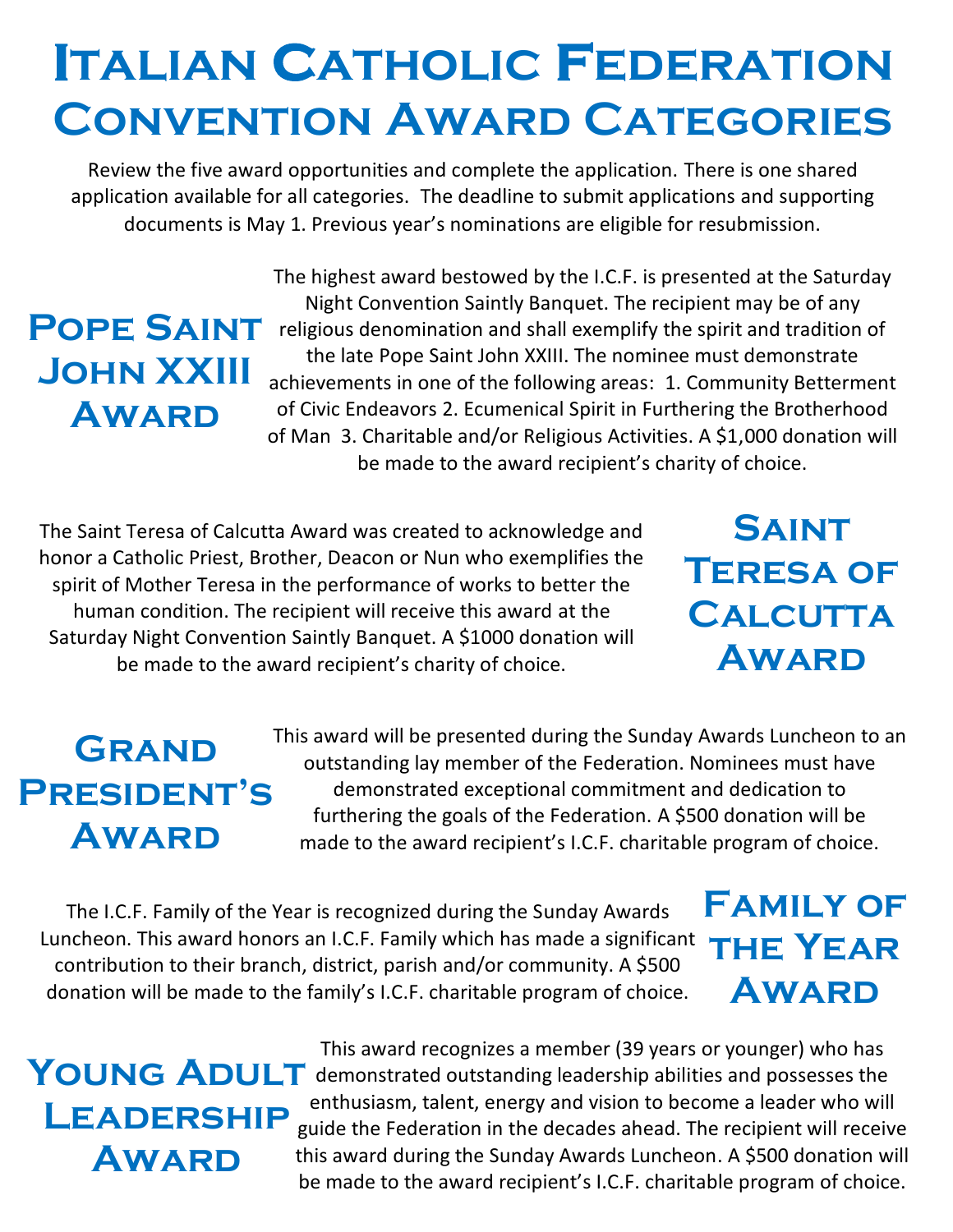# Italian Catholic Federation Convention Award Categories

Review the five award opportunities and complete the application. There is one shared application available for all categories. The deadline to submit applications and supporting documents is May 1. Previous year's nominations are eligible for resubmission.

## Pope Saint John XXIII Award

The highest award bestowed by the I.C.F. is presented at the Saturday Night Convention Saintly Banquet. The recipient may be of any religious denomination and shall exemplify the spirit and tradition of the late Pope Saint John XXIII. The nominee must demonstrate achievements in one of the following areas: 1. Community Betterment of Civic Endeavors 2. Ecumenical Spirit in Furthering the Brotherhood of Man 3. Charitable and/or Religious Activities. A $1,000 donation will be made to the award recipient's charity of choice.

## Saint Teresa of Calcutta Award

The Saint Teresa of Calcutta Award was created to acknowledge and honor a Catholic Priest, Brother, Deacon or Nun who exemplifies the spirit of Mother Teresa in the performance of works to better the human condition. The recipient will receive this award at the Saturday Night Convention Saintly Banquet. A $1000 donation will be made to the award recipient's charity of choice.

## Grand President's Award

This award will be presented during the Sunday Awards Luncheon to an outstanding lay member of the Federation. Nominees must have demonstrated exceptional commitment and dedication to furthering the goals of the Federation. A $500 donation will be made to the award recipient's I.C.F. charitable program of choice.

## Family of the Year Award

The I.C.F. Family of the Year is recognized during the Sunday Awards Luncheon. This award honors an I.C.F. Family which has made a significant contribution to their branch, district, parish and/or community. A $500 donation will be made to the family's I.C.F. charitable program of choice.

## Young Adult Leadership Award

This award recognizes a member (39 years or younger) who has demonstrated outstanding leadership abilities and possesses the enthusiasm, talent, energy and vision to become a leader who will guide the Federation in the decades ahead. The recipient will receive this award during the Sunday Awards Luncheon. A $500 donation will be made to the award recipient's I.C.F. charitable program of choice.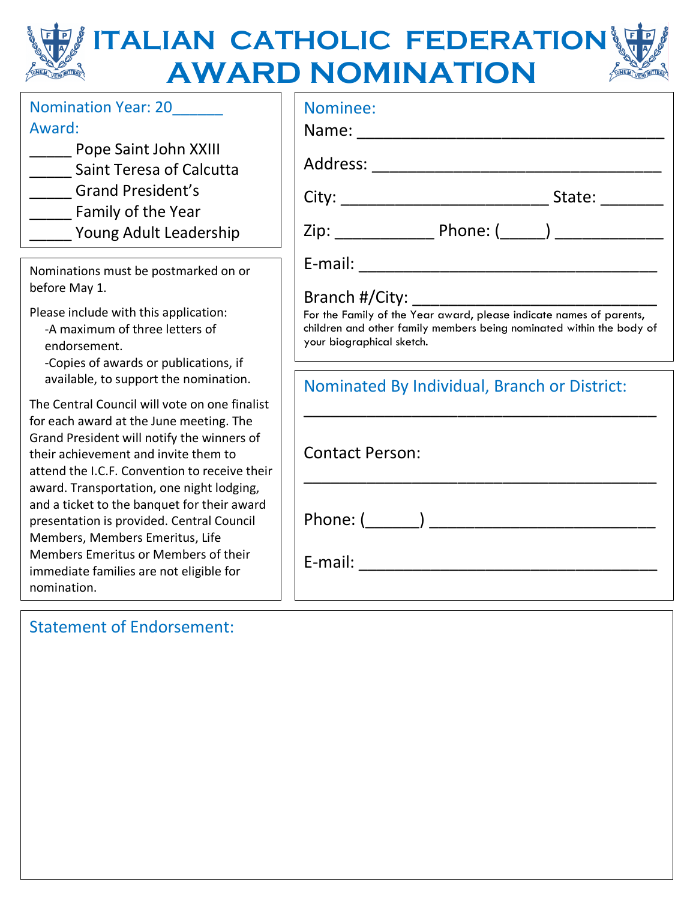# ITALIAN CATHOLIC FEDERATION
# AWARD NOMINATION

Nomination Year: 20______

Award:

_____ Pope Saint John XXIII
_____ Saint Teresa of Calcutta
_____ Grand President's
_____ Family of the Year
_____ Young Adult Leadership

Nominations must be postmarked on or before May 1.

Please include with this application:

- A maximum of three letters of endorsement.
- Copies of awards or publications, if available, to support the nomination.

The Central Council will vote on one finalist for each award at the June meeting. The Grand President will notify the winners of their achievement and invite them to attend the I.C.F. Convention to receive their award. Transportation, one night lodging, and a ticket to the banquet for their award presentation is provided. Central Council Members, Members Emeritus, Life Members Emeritus or Members of their immediate families are not eligible for nomination.

Nominee:

Name: ________________________________

Address: ______________________________

City: ______________________ State: _______

Zip: ___________ Phone: (_____) ____________

E-mail: ________________________________

Branch #/City: __________________________

For the Family of the Year award, please indicate names of parents, children and other family members being nominated within the body of your biographical sketch.

Nominated By Individual, Branch or District:

________________________________________

Contact Person:

________________________________________

Phone: (______) ________________________

E-mail: ________________________________

Statement of Endorsement: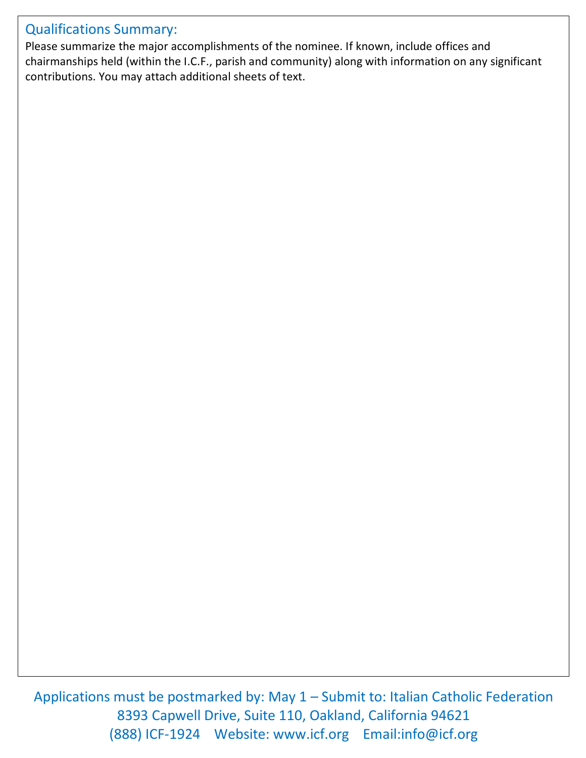## Qualifications Summary:

Please summarize the major accomplishments of the nominee. If known, include offices and chairmanships held (within the I.C.F., parish and community) along with information on any significant contributions. You may attach additional sheets of text.

Applications must be postmarked by: May 1 – Submit to: Italian Catholic Federation
8393 Capwell Drive, Suite 110, Oakland, California 94621
(888) ICF-1924 Website: www.icf.org Email:info@icf.org